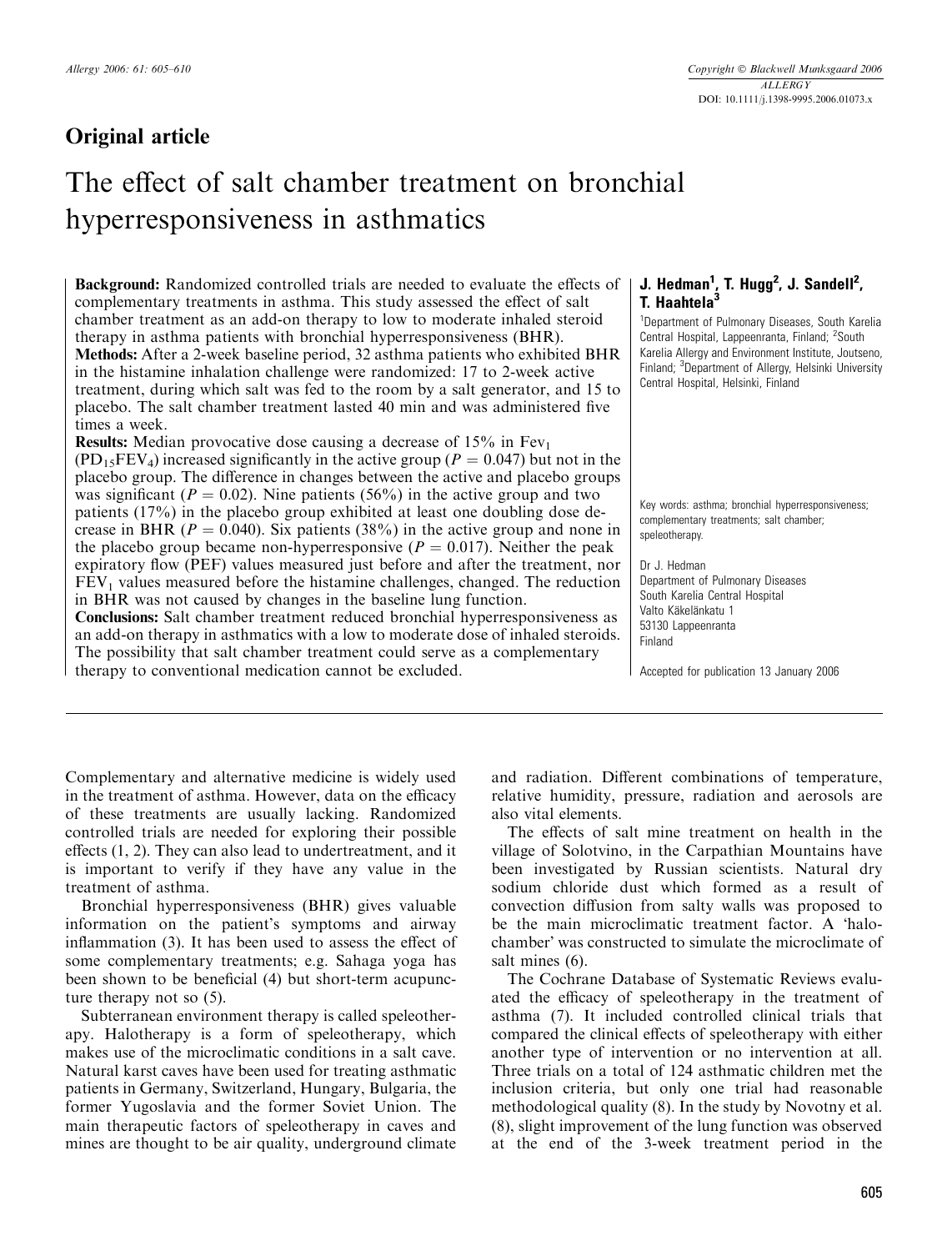## Original article

# The effect of salt chamber treatment on bronchial hyperresponsiveness in asthmatics

**J. Hedman[1], T. Hugg[2], J. Sandell[2], T. Haahtela[3]**

[1]Department of Pulmonary Diseases, South Karelia Central Hospital, Lappeenranta, Finland; [2]South Karelia Allergy and Environment Institute, Joutseno, Finland; [3]Department of Allergy, Helsinki University Central Hospital, Helsinki, Finland

**Background:** Randomized controlled trials are needed to evaluate the effects of complementary treatments in asthma. This study assessed the effect of salt chamber treatment as an add-on therapy to low to moderate inhaled steroid therapy in asthma patients with bronchial hyperresponsiveness (BHR).

**Methods:** After a 2-week baseline period, 32 asthma patients who exhibited BHR in the histamine inhalation challenge were randomized: 17 to 2-week active treatment, during which salt was fed to the room by a salt generator, and 15 to placebo. The salt chamber treatment lasted 40 min and was administered five times a week.

**Results:** Median provocative dose causing a decrease of 15% in $Fev_1$ ($PD_{15}FEV_4$) increased significantly in the active group ($P = 0.047$) but not in the placebo group. The difference in changes between the active and placebo groups was significant ($P = 0.02$). Nine patients (56%) in the active group and two patients (17%) in the placebo group exhibited at least one doubling dose decrease in BHR ($P = 0.040$). Six patients (38%) in the active group and none in the placebo group became non-hyperresponsive ($P = 0.017$). Neither the peak expiratory flow (PEF) values measured just before and after the treatment, nor $FEV_1$ values measured before the histamine challenges, changed. The reduction in BHR was not caused by changes in the baseline lung function.

**Conclusions:** Salt chamber treatment reduced bronchial hyperresponsiveness as an add-on therapy in asthmatics with a low to moderate dose of inhaled steroids. The possibility that salt chamber treatment could serve as a complementary therapy to conventional medication cannot be excluded.

Key words: asthma; bronchial hyperresponsiveness; complementary treatments; salt chamber; speleotherapy.

Dr J. Hedman
Department of Pulmonary Diseases
South Karelia Central Hospital
Valto Käkeläntatu 1
53130 Lappeenranta
Finland

Accepted for publication 13 January 2006

Complementary and alternative medicine is widely used in the treatment of asthma. However, data on the efficacy of these treatments are usually lacking. Randomized controlled trials are needed for exploring their possible effects (1, 2). They can also lead to undertreatment, and it is important to verify if they have any value in the treatment of asthma.

Bronchial hyperresponsiveness (BHR) gives valuable information on the patient's symptoms and airway inflammation (3). It has been used to assess the effect of some complementary treatments; e.g. Sahaga yoga has been shown to be beneficial (4) but short-term acupuncture therapy not so (5).

Subterranean environment therapy is called speleotherapy. Halotherapy is a form of speleotherapy, which makes use of the microclimatic conditions in a salt cave. Natural karst caves have been used for treating asthmatic patients in Germany, Switzerland, Hungary, Bulgaria, the former Yugoslavia and the former Soviet Union. The main therapeutic factors of speleotherapy in caves and mines are thought to be air quality, underground climate and radiation. Different combinations of temperature, relative humidity, pressure, radiation and aerosols are also vital elements.

The effects of salt mine treatment on health in the village of Solotvino, in the Carpathian Mountains have been investigated by Russian scientists. Natural dry sodium chloride dust which formed as a result of convection diffusion from salty walls was proposed to be the main microclimatic treatment factor. A 'halo-chamber' was constructed to simulate the microclimate of salt mines (6).

The Cochrane Database of Systematic Reviews evaluated the efficacy of speleotherapy in the treatment of asthma (7). It included controlled clinical trials that compared the clinical effects of speleotherapy with either another type of intervention or no intervention at all. Three trials on a total of 124 asthmatic children met the inclusion criteria, but only one trial had reasonable methodological quality (8). In the study by Novotny et al. (8), slight improvement of the lung function was observed at the end of the 3-week treatment period in the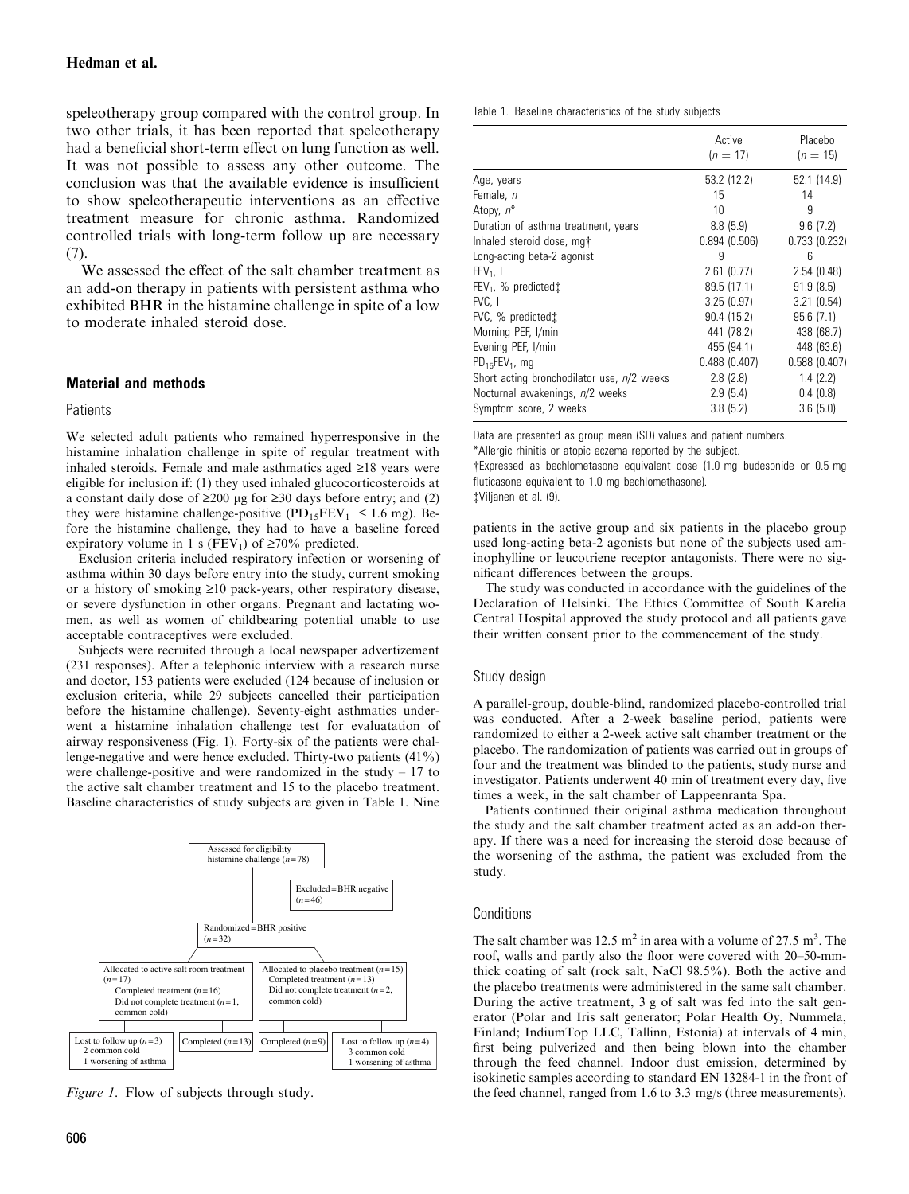speleotherapy group compared with the control group. In two other trials, it has been reported that speleotherapy had a beneficial short-term effect on lung function as well. It was not possible to assess any other outcome. The conclusion was that the available evidence is insufficient to show speleotherapeutic interventions as an effective treatment measure for chronic asthma. Randomized controlled trials with long-term follow up are necessary (7).

We assessed the effect of the salt chamber treatment as an add-on therapy in patients with persistent asthma who exhibited BHR in the histamine challenge in spite of a low to moderate inhaled steroid dose.

## Material and methods

### Patients

We selected adult patients who remained hyperresponsive in the histamine inhalation challenge in spite of regular treatment with inhaled steroids. Female and male asthmatics aged ≥18 years were eligible for inclusion if: (1) they used inhaled glucocorticosteroids at a constant daily dose of ≥200 μg for ≥30 days before entry; and (2) they were histamine challenge-positive ($PD_{15}FEV_1 \leq 1.6$ mg). Before the histamine challenge, they had to have a baseline forced expiratory volume in 1 s ($FEV_1$) of ≥70% predicted.

Exclusion criteria included respiratory infection or worsening of asthma within 30 days before entry into the study, current smoking or a history of smoking ≥10 pack-years, other respiratory disease, or severe dysfunction in other organs. Pregnant and lactating women, as well as women of childbearing potential unable to use acceptable contraceptives were excluded.

Subjects were recruited through a local newspaper advertizement (231 responses). After a telephonic interview with a research nurse and doctor, 153 patients were excluded (124 because of inclusion or exclusion criteria, while 29 subjects cancelled their participation before the histamine challenge). Seventy-eight asthmatics underwent a histamine inhalation challenge test for evaluatation of airway responsiveness (Fig. 1). Forty-six of the patients were challenge-negative and were hence excluded. Thirty-two patients (41%) were challenge-positive and were randomized in the study – 17 to the active salt chamber treatment and 15 to the placebo treatment. Baseline characteristics of study subjects are given in Table 1. Nine patients in the active group and six patients in the placebo group used long-acting beta-2 agonists but none of the subjects used aminophylline or leucotriene receptor antagonists. There were no significant differences between the groups.

Assessed for eligibility histamine challenge (n=78)
→ Excluded = BHR negative (n=46)
→ Randomized = BHR positive (n=32)
- Allocated to active salt room treatment (n=17); Completed treatment (n=16); Did not complete treatment (n=1, common cold)
  - Lost to follow up (n=3): 2 common cold, 1 worsening of asthma
  - Completed (n=13)
- Allocated to placebo treatment (n=15); Completed treatment (n=13); Did not complete treatment (n=2, common cold)
  - Completed (n=9)
  - Lost to follow up (n=4): 3 common cold, 1 worsening of asthma

*Figure 1.* Flow of subjects through study.

Table 1. Baseline characteristics of the study subjects

| | Active ($n = 17$) | Placebo ($n = 15$) |
|---|---|---|
| Age, years | 53.2 (12.2) | 52.1 (14.9) |
| Female, *n* | 15 | 14 |
| Atopy, *n** | 10 | 9 |
| Duration of asthma treatment, years | 8.8 (5.9) | 9.6 (7.2) |
| Inhaled steroid dose, mg† | 0.894 (0.506) | 0.733 (0.232) |
| Long-acting beta-2 agonist | 9 | 6 |
| $FEV_1$, l | 2.61 (0.77) | 2.54 (0.48) |
| $FEV_1$, % predicted‡ | 89.5 (17.1) | 91.9 (8.5) |
| FVC, l | 3.25 (0.97) | 3.21 (0.54) |
| FVC, % predicted‡ | 90.4 (15.2) | 95.6 (7.1) |
| Morning PEF, l/min | 441 (78.2) | 438 (68.7) |
| Evening PEF, l/min | 455 (94.1) | 448 (63.6) |
| $PD_{15}FEV_1$, mg | 0.488 (0.407) | 0.588 (0.407) |
| Short acting bronchodilator use, *n*/2 weeks | 2.8 (2.8) | 1.4 (2.2) |
| Nocturnal awakenings, *n*/2 weeks | 2.9 (5.4) | 0.4 (0.8) |
| Symptom score, 2 weeks | 3.8 (5.2) | 3.6 (5.0) |

Data are presented as group mean (SD) values and patient numbers.
*Allergic rhinitis or atopic eczema reported by the subject.
†Expressed as bechlometasone equivalent dose (1.0 mg budesonide or 0.5 mg fluticasone equivalent to 1.0 mg bechlomethasone).
‡Viljanen et al. (9).

The study was conducted in accordance with the guidelines of the Declaration of Helsinki. The Ethics Committee of South Karelia Central Hospital approved the study protocol and all patients gave their written consent prior to the commencement of the study.

### Study design

A parallel-group, double-blind, randomized placebo-controlled trial was conducted. After a 2-week baseline period, patients were randomized to either a 2-week active salt chamber treatment or the placebo. The randomization of patients was carried out in groups of four and the treatment was blinded to the patients, study nurse and investigator. Patients underwent 40 min of treatment every day, five times a week, in the salt chamber of Lappeenranta Spa.

Patients continued their original asthma medication throughout the study and the salt chamber treatment acted as an add-on therapy. If there was a need for increasing the steroid dose because of the worsening of the asthma, the patient was excluded from the study.

### Conditions

The salt chamber was 12.5 $m^2$ in area with a volume of 27.5 $m^3$. The roof, walls and partly also the floor were covered with 20–50-mm-thick coating of salt (rock salt, NaCl 98.5%). Both the active and the placebo treatments were administered in the same salt chamber. During the active treatment, 3 g of salt was fed into the salt generator (Polar and Iris salt generator; Polar Health Oy, Nummela, Finland; IndiumTop LLC, Tallinn, Estonia) at intervals of 4 min, first being pulverized and then being blown into the chamber through the feed channel. Indoor dust emission, determined by isokinetic samples according to standard EN 13284-1 in the front of the feed channel, ranged from 1.6 to 3.3 mg/s (three measurements).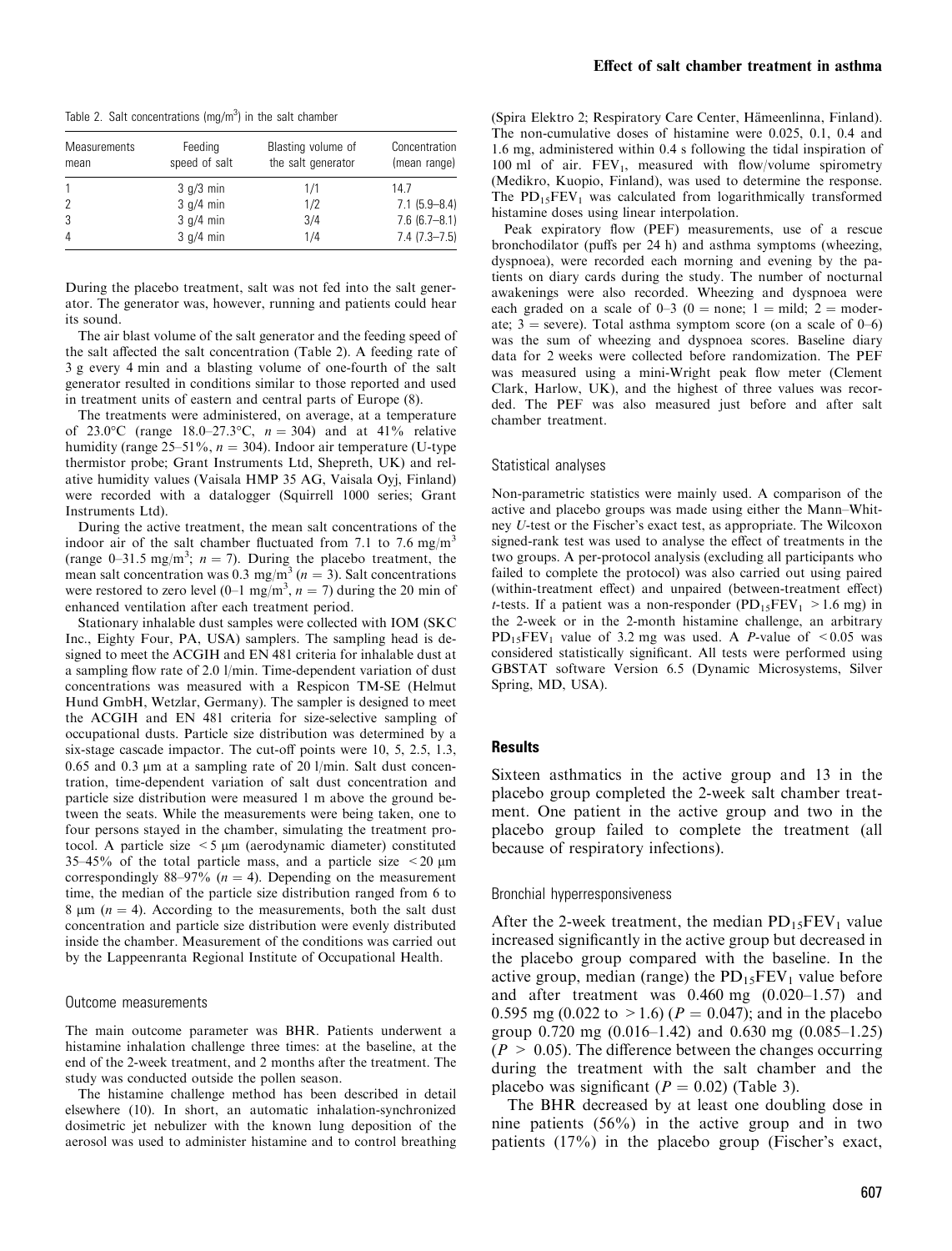Table 2. Salt concentrations (mg/m$^3$) in the salt chamber

| Measurements mean | Feeding speed of salt | Blasting volume of the salt generator | Concentration (mean range) |
|---|---|---|---|
| 1 | 3 g/3 min | 1/1 | 14.7 |
| 2 | 3 g/4 min | 1/2 | 7.1 (5.9–8.4) |
| 3 | 3 g/4 min | 3/4 | 7.6 (6.7–8.1) |
| 4 | 3 g/4 min | 1/4 | 7.4 (7.3–7.5) |

During the placebo treatment, salt was not fed into the salt generator. The generator was, however, running and patients could hear its sound.

The air blast volume of the salt generator and the feeding speed of the salt affected the salt concentration (Table 2). A feeding rate of 3 g every 4 min and a blasting volume of one-fourth of the salt generator resulted in conditions similar to those reported and used in treatment units of eastern and central parts of Europe (8).

The treatments were administered, on average, at a temperature of 23.0°C (range 18.0–27.3°C, $n = 304$) and at 41% relative humidity (range 25–51%, $n = 304$). Indoor air temperature (U-type thermistor probe; Grant Instruments Ltd, Shepreth, UK) and relative humidity values (Vaisala HMP 35 AG, Vaisala Oyj, Finland) were recorded with a datalogger (Squirrell 1000 series; Grant Instruments Ltd).

During the active treatment, the mean salt concentrations of the indoor air of the salt chamber fluctuated from 7.1 to 7.6 mg/m$^3$ (range 0–31.5 mg/m$^3$; $n = 7$). During the placebo treatment, the mean salt concentration was 0.3 mg/m$^3$ ($n = 3$). Salt concentrations were restored to zero level (0–1 mg/m$^3$, $n = 7$) during the 20 min of enhanced ventilation after each treatment period.

Stationary inhalable dust samples were collected with IOM (SKC Inc., Eighty Four, PA, USA) samplers. The sampling head is designed to meet the ACGIH and EN 481 criteria for inhalable dust at a sampling flow rate of 2.0 l/min. Time-dependent variation of dust concentrations was measured with a Respicon TM-SE (Helmut Hund GmbH, Wetzlar, Germany). The sampler is designed to meet the ACGIH and EN 481 criteria for size-selective sampling of occupational dusts. Particle size distribution was determined by a six-stage cascade impactor. The cut-off points were 10, 5, 2.5, 1.3, 0.65 and 0.3 μm at a sampling rate of 20 l/min. Salt dust concentration, time-dependent variation of salt dust concentration and particle size distribution were measured 1 m above the ground between the seats. While the measurements were being taken, one to four persons stayed in the chamber, simulating the treatment protocol. A particle size $< 5$ μm (aerodynamic diameter) constituted 35–45% of the total particle mass, and a particle size $< 20$ μm correspondingly 88–97% ($n = 4$). Depending on the measurement time, the median of the particle size distribution ranged from 6 to 8 μm ($n = 4$). According to the measurements, both the salt dust concentration and particle size distribution were evenly distributed inside the chamber. Measurement of the conditions was carried out by the Lappeenranta Regional Institute of Occupational Health.

### Outcome measurements

The main outcome parameter was BHR. Patients underwent a histamine inhalation challenge three times: at the baseline, at the end of the 2-week treatment, and 2 months after the treatment. The study was conducted outside the pollen season.

The histamine challenge method has been described in detail elsewhere (10). In short, an automatic inhalation-synchronized dosimetric jet nebulizer with the known lung deposition of the aerosol was used to administer histamine and to control breathing (Spira Elektro 2; Respiratory Care Center, Hämeenlinna, Finland). The non-cumulative doses of histamine were 0.025, 0.1, 0.4 and 1.6 mg, administered within 0.4 s following the tidal inspiration of 100 ml of air. $FEV_1$, measured with flow/volume spirometry (Medikro, Kuopio, Finland), was used to determine the response. The $PD_{15}FEV_1$ was calculated from logarithmically transformed histamine doses using linear interpolation.

Peak expiratory flow (PEF) measurements, use of a rescue bronchodilator (puffs per 24 h) and asthma symptoms (wheezing, dyspnoea), were recorded each morning and evening by the patients on diary cards during the study. The number of nocturnal awakenings were also recorded. Wheezing and dyspnoea were each graded on a scale of 0–3 (0 = none; 1 = mild; 2 = moderate; 3 = severe). Total asthma symptom score (on a scale of 0–6) was the sum of wheezing and dyspnoea scores. Baseline diary data for 2 weeks were collected before randomization. The PEF was measured using a mini-Wright peak flow meter (Clement Clark, Harlow, UK), and the highest of three values was recorded. The PEF was also measured just before and after salt chamber treatment.

### Statistical analyses

Non-parametric statistics were mainly used. A comparison of the active and placebo groups was made using either the Mann–Whitney *U*-test or the Fischer's exact test, as appropriate. The Wilcoxon signed-rank test was used to analyse the effect of treatments in the two groups. A per-protocol analysis (excluding all participants who failed to complete the protocol) was also carried out using paired (within-treatment effect) and unpaired (between-treatment effect) *t*-tests. If a patient was a non-responder ($PD_{15}FEV_1 > 1.6$ mg) in the 2-week or in the 2-month histamine challenge, an arbitrary $PD_{15}FEV_1$ value of 3.2 mg was used. A *P*-value of $< 0.05$ was considered statistically significant. All tests were performed using GBSTAT software Version 6.5 (Dynamic Microsystems, Silver Spring, MD, USA).

## Results

Sixteen asthmatics in the active group and 13 in the placebo group completed the 2-week salt chamber treatment. One patient in the active group and two in the placebo group failed to complete the treatment (all because of respiratory infections).

### Bronchial hyperresponsiveness

After the 2-week treatment, the median $PD_{15}FEV_1$ value increased significantly in the active group but decreased in the placebo group compared with the baseline. In the active group, median (range) the $PD_{15}FEV_1$ value before and after treatment was 0.460 mg (0.020–1.57) and 0.595 mg (0.022 to $>1.6$) ($P = 0.047$); and in the placebo group 0.720 mg (0.016–1.42) and 0.630 mg (0.085–1.25) ($P > 0.05$). The difference between the changes occurring during the treatment with the salt chamber and the placebo was significant ($P = 0.02$) (Table 3).

The BHR decreased by at least one doubling dose in nine patients (56%) in the active group and in two patients (17%) in the placebo group (Fischer's exact,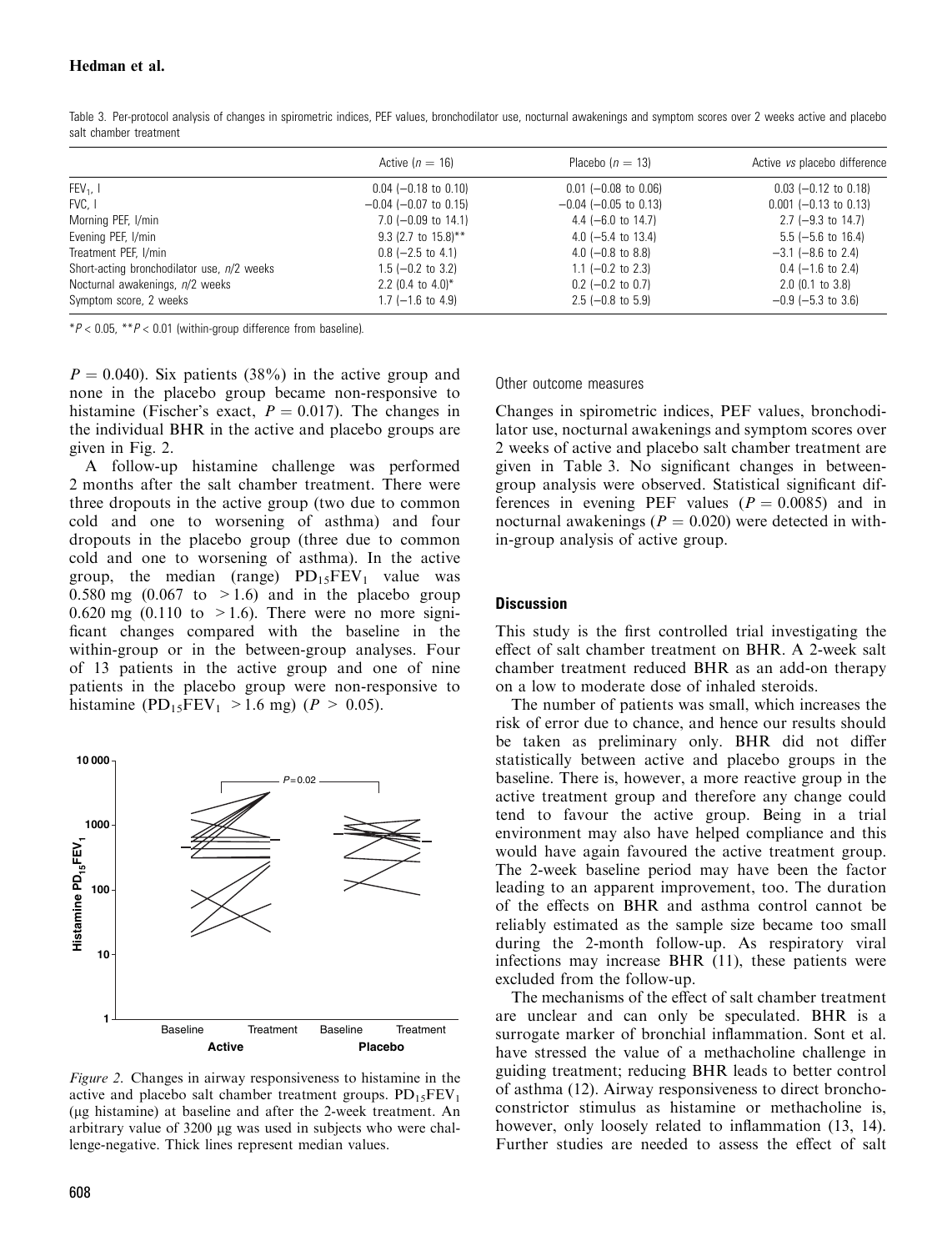Table 3. Per-protocol analysis of changes in spirometric indices, PEF values, bronchodilator use, nocturnal awakenings and symptom scores over 2 weeks active and placebo salt chamber treatment

| | Active ($n = 16$) | Placebo ($n = 13$) | Active *vs* placebo difference |
|---|---|---|---|
| $FEV_1$, l | 0.04 (−0.18 to 0.10) | 0.01 (−0.08 to 0.06) | 0.03 (−0.12 to 0.18) |
| FVC, l | −0.04 (−0.07 to 0.15) | −0.04 (−0.05 to 0.13) | 0.001 (−0.13 to 0.13) |
| Morning PEF, l/min | 7.0 (−0.09 to 14.1) | 4.4 (−6.0 to 14.7) | 2.7 (−9.3 to 14.7) |
| Evening PEF, l/min | 9.3 (2.7 to 15.8)** | 4.0 (−5.4 to 13.4) | 5.5 (−5.6 to 16.4) |
| Treatment PEF, l/min | 0.8 (−2.5 to 4.1) | 4.0 (−0.8 to 8.8) | −3.1 (−8.6 to 2.4) |
| Short-acting bronchodilator use, *n*/2 weeks | 1.5 (−0.2 to 3.2) | 1.1 (−0.2 to 2.3) | 0.4 (−1.6 to 2.4) |
| Nocturnal awakenings, *n*/2 weeks | 2.2 (0.4 to 4.0)* | 0.2 (−0.2 to 0.7) | 2.0 (0.1 to 3.8) |
| Symptom score, 2 weeks | 1.7 (−1.6 to 4.9) | 2.5 (−0.8 to 5.9) | −0.9 (−5.3 to 3.6) |

*$P < 0.05$, **$P < 0.01$ (within-group difference from baseline).

$P = 0.040$). Six patients (38%) in the active group and none in the placebo group became non-responsive to histamine (Fischer's exact, $P = 0.017$). The changes in the individual BHR in the active and placebo groups are given in Fig. 2.

A follow-up histamine challenge was performed 2 months after the salt chamber treatment. There were three dropouts in the active group (two due to common cold and one to worsening of asthma) and four dropouts in the placebo group (three due to common cold and one to worsening of asthma). In the active group, the median (range) $PD_{15}FEV_1$ value was 0.580 mg (0.067 to >1.6) and in the placebo group 0.620 mg (0.110 to >1.6). There were no more significant changes compared with the baseline in the within-group or in the between-group analyses. Four of 13 patients in the active group and one of nine patients in the placebo group were non-responsive to histamine ($PD_{15}FEV_1$ >1.6 mg) ($P > 0.05$).

*Figure 2.* Changes in airway responsiveness to histamine in the active and placebo salt chamber treatment groups. $PD_{15}FEV_1$ (μg histamine) at baseline and after the 2-week treatment. An arbitrary value of 3200 μg was used in subjects who were challenge-negative. Thick lines represent median values.

### Other outcome measures

Changes in spirometric indices, PEF values, bronchodilator use, nocturnal awakenings and symptom scores over 2 weeks of active and placebo salt chamber treatment are given in Table 3. No significant changes in between-group analysis were observed. Statistical significant differences in evening PEF values ($P = 0.0085$) and in nocturnal awakenings ($P = 0.020$) were detected in within-group analysis of active group.

## Discussion

This study is the first controlled trial investigating the effect of salt chamber treatment on BHR. A 2-week salt chamber treatment reduced BHR as an add-on therapy on a low to moderate dose of inhaled steroids.

The number of patients was small, which increases the risk of error due to chance, and hence our results should be taken as preliminary only. BHR did not differ statistically between active and placebo groups in the baseline. There is, however, a more reactive group in the active treatment group and therefore any change could tend to favour the active group. Being in a trial environment may also have helped compliance and this would have again favoured the active treatment group. The 2-week baseline period may have been the factor leading to an apparent improvement, too. The duration of the effects on BHR and asthma control cannot be reliably estimated as the sample size became too small during the 2-month follow-up. As respiratory viral infections may increase BHR (11), these patients were excluded from the follow-up.

The mechanisms of the effect of salt chamber treatment are unclear and can only be speculated. BHR is a surrogate marker of bronchial inflammation. Sont et al. have stressed the value of a methacholine challenge in guiding treatment; reducing BHR leads to better control of asthma (12). Airway responsiveness to direct bronchoconstrictor stimulus as histamine or methacholine is, however, only loosely related to inflammation (13, 14). Further studies are needed to assess the effect of salt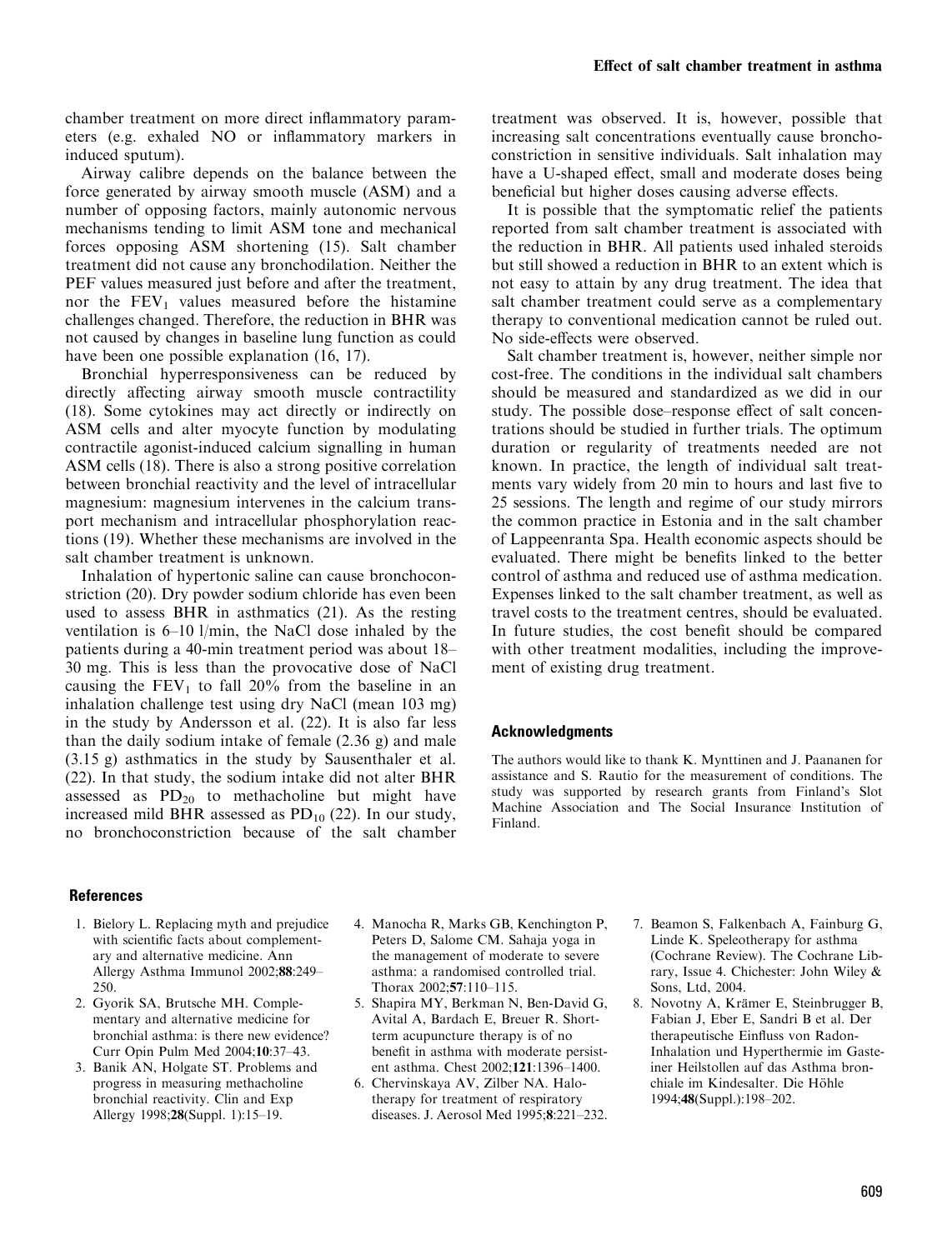chamber treatment on more direct inflammatory parameters (e.g. exhaled NO or inflammatory markers in induced sputum).

Airway calibre depends on the balance between the force generated by airway smooth muscle (ASM) and a number of opposing factors, mainly autonomic nervous mechanisms tending to limit ASM tone and mechanical forces opposing ASM shortening (15). Salt chamber treatment did not cause any bronchodilation. Neither the PEF values measured just before and after the treatment, nor the $FEV_1$ values measured before the histamine challenges changed. Therefore, the reduction in BHR was not caused by changes in baseline lung function as could have been one possible explanation (16, 17).

Bronchial hyperresponsiveness can be reduced by directly affecting airway smooth muscle contractility (18). Some cytokines may act directly or indirectly on ASM cells and alter myocyte function by modulating contractile agonist-induced calcium signalling in human ASM cells (18). There is also a strong positive correlation between bronchial reactivity and the level of intracellular magnesium: magnesium intervenes in the calcium transport mechanism and intracellular phosphorylation reactions (19). Whether these mechanisms are involved in the salt chamber treatment is unknown.

Inhalation of hypertonic saline can cause bronchoconstriction (20). Dry powder sodium chloride has even been used to assess BHR in asthmatics (21). As the resting ventilation is 6–10 l/min, the NaCl dose inhaled by the patients during a 40-min treatment period was about 18–30 mg. This is less than the provocative dose of NaCl causing the $FEV_1$ to fall 20% from the baseline in an inhalation challenge test using dry NaCl (mean 103 mg) in the study by Andersson et al. (22). It is also far less than the daily sodium intake of female (2.36 g) and male (3.15 g) asthmatics in the study by Sausenthaler et al. (22). In that study, the sodium intake did not alter BHR assessed as $PD_{20}$ to methacholine but might have increased mild BHR assessed as $PD_{10}$ (22). In our study, no bronchoconstriction because of the salt chamber treatment was observed. It is, however, possible that increasing salt concentrations eventually cause bronchoconstriction in sensitive individuals. Salt inhalation may have a U-shaped effect, small and moderate doses being beneficial but higher doses causing adverse effects.

It is possible that the symptomatic relief the patients reported from salt chamber treatment is associated with the reduction in BHR. All patients used inhaled steroids but still showed a reduction in BHR to an extent which is not easy to attain by any drug treatment. The idea that salt chamber treatment could serve as a complementary therapy to conventional medication cannot be ruled out. No side-effects were observed.

Salt chamber treatment is, however, neither simple nor cost-free. The conditions in the individual salt chambers should be measured and standardized as we did in our study. The possible dose–response effect of salt concentrations should be studied in further trials. The optimum duration or regularity of treatments needed are not known. In practice, the length of individual salt treatments vary widely from 20 min to hours and last five to 25 sessions. The length and regime of our study mirrors the common practice in Estonia and in the salt chamber of Lappeenranta Spa. Health economic aspects should be evaluated. There might be benefits linked to the better control of asthma and reduced use of asthma medication. Expenses linked to the salt chamber treatment, as well as travel costs to the treatment centres, should be evaluated. In future studies, the cost benefit should be compared with other treatment modalities, including the improvement of existing drug treatment.

## Acknowledgments

The authors would like to thank K. Mynttinen and J. Paananen for assistance and S. Rautio for the measurement of conditions. The study was supported by research grants from Finland's Slot Machine Association and The Social Insurance Institution of Finland.

## References

1. Bielory L. Replacing myth and prejudice with scientific facts about complementary and alternative medicine. Ann Allergy Asthma Immunol 2002;**88**:249–250.
2. Gyorik SA, Brutsche MH. Complementary and alternative medicine for bronchial asthma: is there new evidence? Curr Opin Pulm Med 2004;**10**:37–43.
3. Banik AN, Holgate ST. Problems and progress in measuring methacholine bronchial reactivity. Clin and Exp Allergy 1998;**28**(Suppl. 1):15–19.
4. Manocha R, Marks GB, Kenchington P, Peters D, Salome CM. Sahaja yoga in the management of moderate to severe asthma: a randomised controlled trial. Thorax 2002;**57**:110–115.
5. Shapira MY, Berkman N, Ben-David G, Avital A, Bardach E, Breuer R. Short-term acupuncture therapy is of no benefit in asthma with moderate persistent asthma. Chest 2002;**121**:1396–1400.
6. Chervinskaya AV, Zilber NA. Halotherapy for treatment of respiratory diseases. J. Aerosol Med 1995;**8**:221–232.
7. Beamon S, Falkenbach A, Fainburg G, Linde K. Speleotherapy for asthma (Cochrane Review). The Cochrane Library, Issue 4. Chichester: John Wiley & Sons, Ltd, 2004.
8. Novotny A, Krämer E, Steinbrugger B, Fabian J, Eber E, Sandri B et al. Der therapeutische Einfluss von Radon-Inhalation und Hyperthermie im Gasteiner Heilstollen auf das Asthma bronchiale im Kindesalter. Die Höhle 1994;**48**(Suppl.):198–202.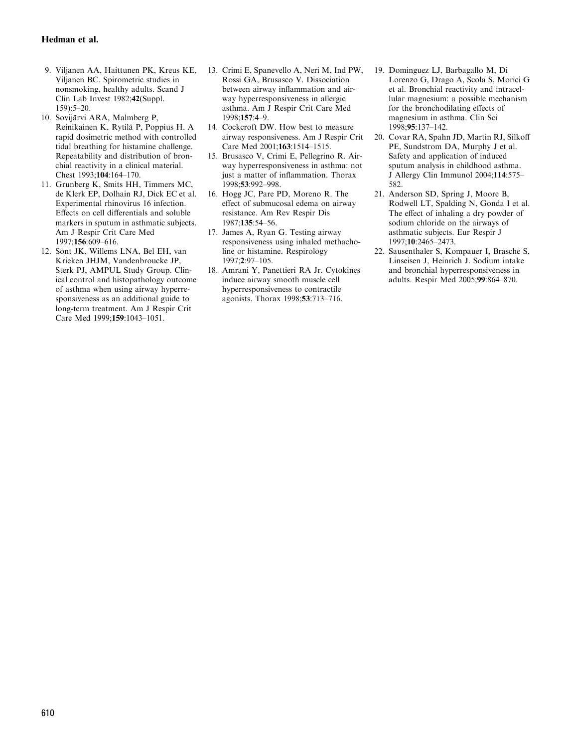9. Viljanen AA, Haittunen PK, Kreus KE, Viljanen BC. Spirometric studies in nonsmoking, healthy adults. Scand J Clin Lab Invest 1982;**42**(Suppl. 159):5–20.
10. Sovijärvi ARA, Malmberg P, Reinikainen K, Rytilä P, Poppius H. A rapid dosimetric method with controlled tidal breathing for histamine challenge. Repeatability and distribution of bronchial reactivity in a clinical material. Chest 1993;**104**:164–170.
11. Grunberg K, Smits HH, Timmers MC, de Klerk EP, Dolhain RJ, Dick EC et al. Experimental rhinovirus 16 infection. Effects on cell differentials and soluble markers in sputum in asthmatic subjects. Am J Respir Crit Care Med 1997;**156**:609–616.
12. Sont JK, Willems LNA, Bel EH, van Krieken JHJM, Vandenbroucke JP, Sterk PJ, AMPUL Study Group. Clinical control and histopathology outcome of asthma when using airway hyperresponsiveness as an additional guide to long-term treatment. Am J Respir Crit Care Med 1999;**159**:1043–1051.
13. Crimi E, Spanevello A, Neri M, Ind PW, Rossi GA, Brusasco V. Dissociation between airway inflammation and airway hyperresponsiveness in allergic asthma. Am J Respir Crit Care Med 1998;**157**:4–9.
14. Cockcroft DW. How best to measure airway responsiveness. Am J Respir Crit Care Med 2001;**163**:1514–1515.
15. Brusasco V, Crimi E, Pellegrino R. Airway hyperresponsiveness in asthma: not just a matter of inflammation. Thorax 1998;**53**:992–998.
16. Hogg JC, Pare PD, Moreno R. The effect of submucosal edema on airway resistance. Am Rev Respir Dis 1987;**135**:54–56.
17. James A, Ryan G. Testing airway responsiveness using inhaled methacholine or histamine. Respirology 1997;**2**:97–105.
18. Amrani Y, Panettieri RA Jr. Cytokines induce airway smooth muscle cell hyperresponsiveness to contractile agonists. Thorax 1998;**53**:713–716.
19. Dominguez LJ, Barbagallo M, Di Lorenzo G, Drago A, Scola S, Morici G et al. Bronchial reactivity and intracellular magnesium: a possible mechanism for the bronchodilating effects of magnesium in asthma. Clin Sci 1998;**95**:137–142.
20. Covar RA, Spahn JD, Martin RJ, Silkoff PE, Sundstrom DA, Murphy J et al. Safety and application of induced sputum analysis in childhood asthma. J Allergy Clin Immunol 2004;**114**:575–582.
21. Anderson SD, Spring J, Moore B, Rodwell LT, Spalding N, Gonda I et al. The effect of inhaling a dry powder of sodium chloride on the airways of asthmatic subjects. Eur Respir J 1997;**10**:2465–2473.
22. Sausenthaler S, Kompauer I, Brasche S, Linseisen J, Heinrich J. Sodium intake and bronchial hyperresponsiveness in adults. Respir Med 2005;**99**:864–870.